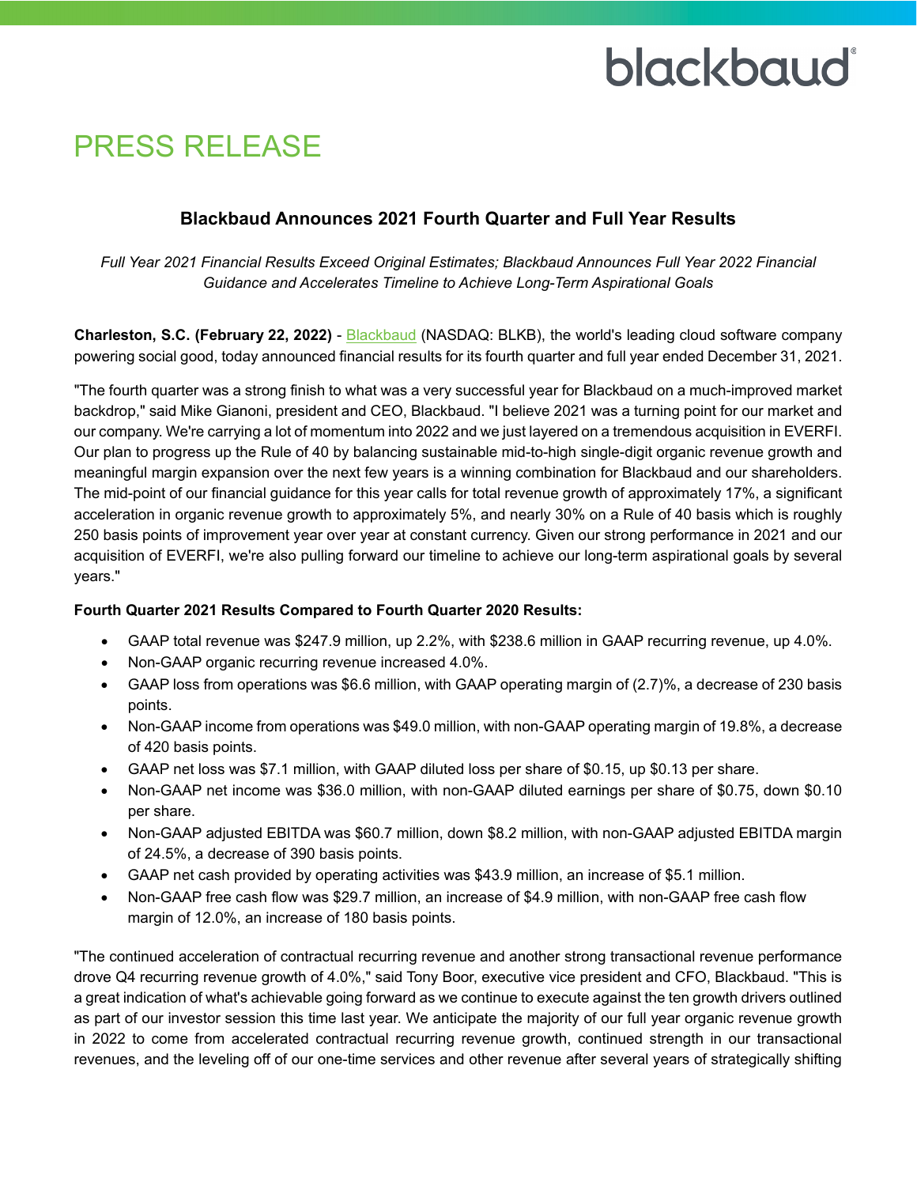# PRESS RELEASE

## Blackbaud Announces 2021 Fourth Quarter and Full Year Results

*Full Year 2021 Financial Results Exceed Original Estimates; Blackbaud Announces Full Year 2022 Financial Guidance and Accelerates Timeline to Achieve Long-Term Aspirational Goals*

**Charleston, S.C. (February 22, 2022)** - Blackbaud (NASDAQ: BLKB), the world's leading cloud software company powering social good, today announced financial results for its fourth quarter and full year ended December 31, 2021.

"The fourth quarter was a strong finish to what was a very successful year for Blackbaud on a much-improved market backdrop," said Mike Gianoni, president and CEO, Blackbaud. "I believe 2021 was a turning point for our market and our company. We're carrying a lot of momentum into 2022 and we just layered on a tremendous acquisition in EVERFI. Our plan to progress up the Rule of 40 by balancing sustainable mid-to-high single-digit organic revenue growth and meaningful margin expansion over the next few years is a winning combination for Blackbaud and our shareholders. The mid-point of our financial guidance for this year calls for total revenue growth of approximately 17%, a significant acceleration in organic revenue growth to approximately 5%, and nearly 30% on a Rule of 40 basis which is roughly 250 basis points of improvement year over year at constant currency. Given our strong performance in 2021 and our acquisition of EVERFI, we're also pulling forward our timeline to achieve our long-term aspirational goals by several years."

**Fourth Quarter 2021 Results Compared to Fourth Quarter 2020 Results:**

- GAAP total revenue was $247.9 million, up 2.2%, with $238.6 million in GAAP recurring revenue, up 4.0%.
- Non-GAAP organic recurring revenue increased 4.0%.
- GAAP loss from operations was $6.6 million, with GAAP operating margin of (2.7)%, a decrease of 230 basis points.
- Non-GAAP income from operations was $49.0 million, with non-GAAP operating margin of 19.8%, a decrease of 420 basis points.
- GAAP net loss was $7.1 million, with GAAP diluted loss per share of $0.15, up $0.13 per share.
- Non-GAAP net income was $36.0 million, with non-GAAP diluted earnings per share of $0.75, down $0.10 per share.
- Non-GAAP adjusted EBITDA was $60.7 million, down $8.2 million, with non-GAAP adjusted EBITDA margin of 24.5%, a decrease of 390 basis points.
- GAAP net cash provided by operating activities was $43.9 million, an increase of $5.1 million.
- Non-GAAP free cash flow was $29.7 million, an increase of $4.9 million, with non-GAAP free cash flow margin of 12.0%, an increase of 180 basis points.

"The continued acceleration of contractual recurring revenue and another strong transactional revenue performance drove Q4 recurring revenue growth of 4.0%," said Tony Boor, executive vice president and CFO, Blackbaud. "This is a great indication of what's achievable going forward as we continue to execute against the ten growth drivers outlined as part of our investor session this time last year. We anticipate the majority of our full year organic revenue growth in 2022 to come from accelerated contractual recurring revenue growth, continued strength in our transactional revenues, and the leveling off of our one-time services and other revenue after several years of strategically shifting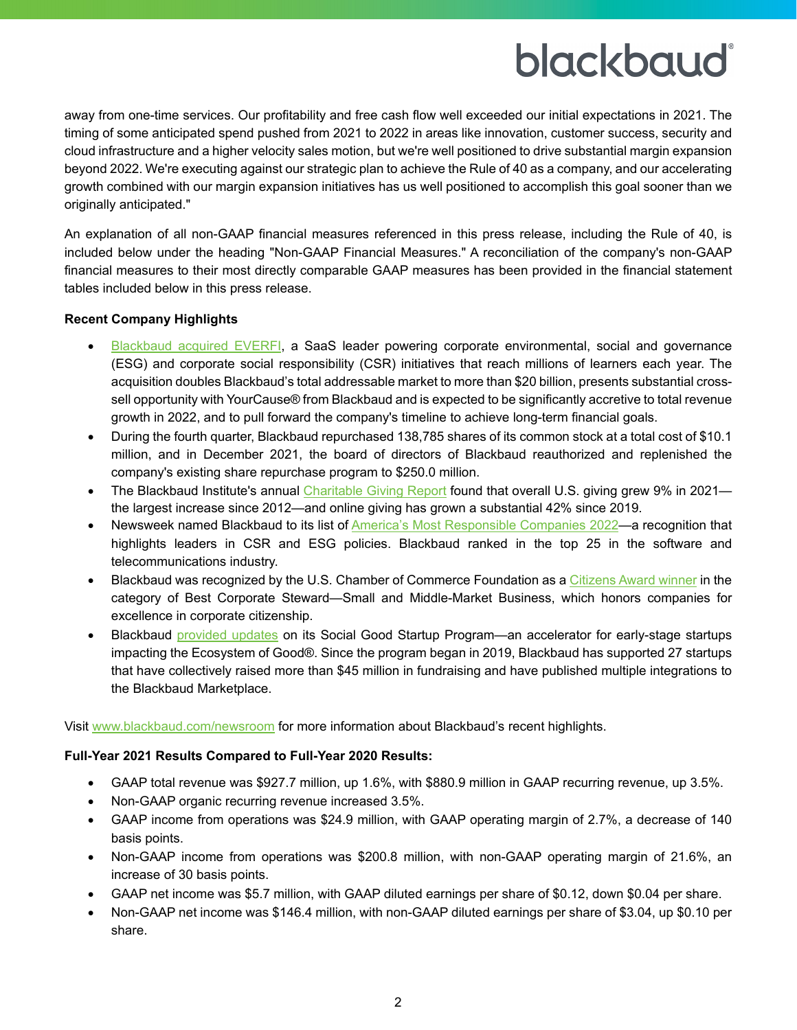away from one-time services. Our profitability and free cash flow well exceeded our initial expectations in 2021. The timing of some anticipated spend pushed from 2021 to 2022 in areas like innovation, customer success, security and cloud infrastructure and a higher velocity sales motion, but we're well positioned to drive substantial margin expansion beyond 2022. We're executing against our strategic plan to achieve the Rule of 40 as a company, and our accelerating growth combined with our margin expansion initiatives has us well positioned to accomplish this goal sooner than we originally anticipated."

An explanation of all non-GAAP financial measures referenced in this press release, including the Rule of 40, is included below under the heading "Non-GAAP Financial Measures." A reconciliation of the company's non-GAAP financial measures to their most directly comparable GAAP measures has been provided in the financial statement tables included below in this press release.

**Recent Company Highlights**

- Blackbaud acquired EVERFI, a SaaS leader powering corporate environmental, social and governance (ESG) and corporate social responsibility (CSR) initiatives that reach millions of learners each year. The acquisition doubles Blackbaud's total addressable market to more than $20 billion, presents substantial cross-sell opportunity with YourCause® from Blackbaud and is expected to be significantly accretive to total revenue growth in 2022, and to pull forward the company's timeline to achieve long-term financial goals.
- During the fourth quarter, Blackbaud repurchased 138,785 shares of its common stock at a total cost of $10.1 million, and in December 2021, the board of directors of Blackbaud reauthorized and replenished the company's existing share repurchase program to $250.0 million.
- The Blackbaud Institute's annual Charitable Giving Report found that overall U.S. giving grew 9% in 2021—the largest increase since 2012—and online giving has grown a substantial 42% since 2019.
- Newsweek named Blackbaud to its list of America's Most Responsible Companies 2022—a recognition that highlights leaders in CSR and ESG policies. Blackbaud ranked in the top 25 in the software and telecommunications industry.
- Blackbaud was recognized by the U.S. Chamber of Commerce Foundation as a Citizens Award winner in the category of Best Corporate Steward—Small and Middle-Market Business, which honors companies for excellence in corporate citizenship.
- Blackbaud provided updates on its Social Good Startup Program—an accelerator for early-stage startups impacting the Ecosystem of Good®. Since the program began in 2019, Blackbaud has supported 27 startups that have collectively raised more than $45 million in fundraising and have published multiple integrations to the Blackbaud Marketplace.

Visit www.blackbaud.com/newsroom for more information about Blackbaud's recent highlights.

**Full-Year 2021 Results Compared to Full-Year 2020 Results:**

- GAAP total revenue was $927.7 million, up 1.6%, with $880.9 million in GAAP recurring revenue, up 3.5%.
- Non-GAAP organic recurring revenue increased 3.5%.
- GAAP income from operations was $24.9 million, with GAAP operating margin of 2.7%, a decrease of 140 basis points.
- Non-GAAP income from operations was $200.8 million, with non-GAAP operating margin of 21.6%, an increase of 30 basis points.
- GAAP net income was $5.7 million, with GAAP diluted earnings per share of $0.12, down $0.04 per share.
- Non-GAAP net income was $146.4 million, with non-GAAP diluted earnings per share of $3.04, up $0.10 per share.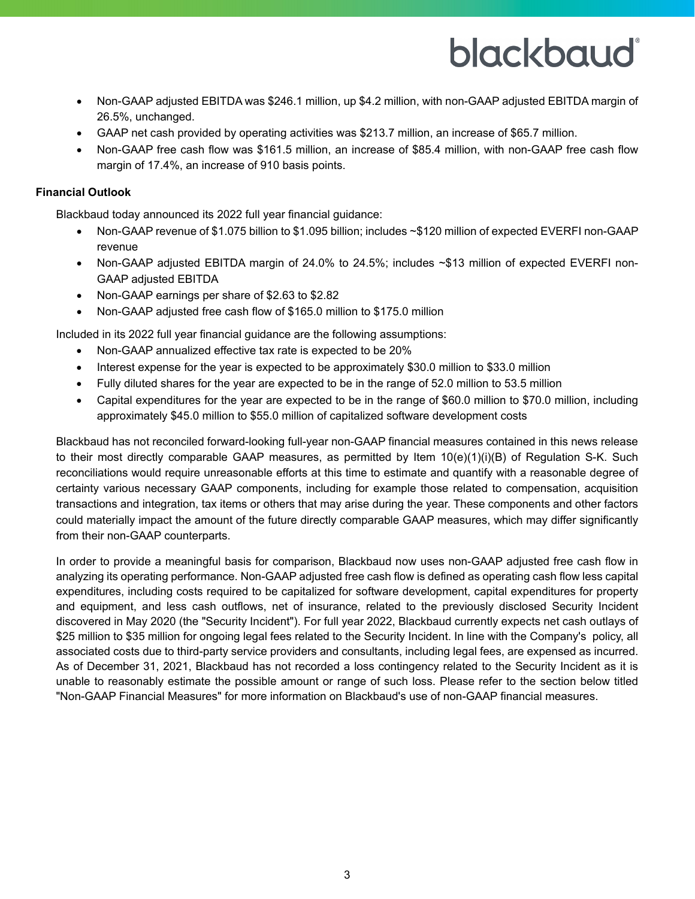- Non-GAAP adjusted EBITDA was $246.1 million, up $4.2 million, with non-GAAP adjusted EBITDA margin of 26.5%, unchanged.
- GAAP net cash provided by operating activities was $213.7 million, an increase of $65.7 million.
- Non-GAAP free cash flow was $161.5 million, an increase of $85.4 million, with non-GAAP free cash flow margin of 17.4%, an increase of 910 basis points.

**Financial Outlook**

Blackbaud today announced its 2022 full year financial guidance:

- Non-GAAP revenue of $1.075 billion to $1.095 billion; includes ~$120 million of expected EVERFI non-GAAP revenue
- Non-GAAP adjusted EBITDA margin of 24.0% to 24.5%; includes ~$13 million of expected EVERFI non-GAAP adjusted EBITDA
- Non-GAAP earnings per share of $2.63 to $2.82
- Non-GAAP adjusted free cash flow of $165.0 million to $175.0 million

Included in its 2022 full year financial guidance are the following assumptions:

- Non-GAAP annualized effective tax rate is expected to be 20%
- Interest expense for the year is expected to be approximately $30.0 million to $33.0 million
- Fully diluted shares for the year are expected to be in the range of 52.0 million to 53.5 million
- Capital expenditures for the year are expected to be in the range of $60.0 million to $70.0 million, including approximately $45.0 million to $55.0 million of capitalized software development costs

Blackbaud has not reconciled forward-looking full-year non-GAAP financial measures contained in this news release to their most directly comparable GAAP measures, as permitted by Item 10(e)(1)(i)(B) of Regulation S-K. Such reconciliations would require unreasonable efforts at this time to estimate and quantify with a reasonable degree of certainty various necessary GAAP components, including for example those related to compensation, acquisition transactions and integration, tax items or others that may arise during the year. These components and other factors could materially impact the amount of the future directly comparable GAAP measures, which may differ significantly from their non-GAAP counterparts.

In order to provide a meaningful basis for comparison, Blackbaud now uses non-GAAP adjusted free cash flow in analyzing its operating performance. Non-GAAP adjusted free cash flow is defined as operating cash flow less capital expenditures, including costs required to be capitalized for software development, capital expenditures for property and equipment, and less cash outflows, net of insurance, related to the previously disclosed Security Incident discovered in May 2020 (the "Security Incident"). For full year 2022, Blackbaud currently expects net cash outlays of $25 million to $35 million for ongoing legal fees related to the Security Incident. In line with the Company's policy, all associated costs due to third-party service providers and consultants, including legal fees, are expensed as incurred. As of December 31, 2021, Blackbaud has not recorded a loss contingency related to the Security Incident as it is unable to reasonably estimate the possible amount or range of such loss. Please refer to the section below titled "Non-GAAP Financial Measures" for more information on Blackbaud's use of non-GAAP financial measures.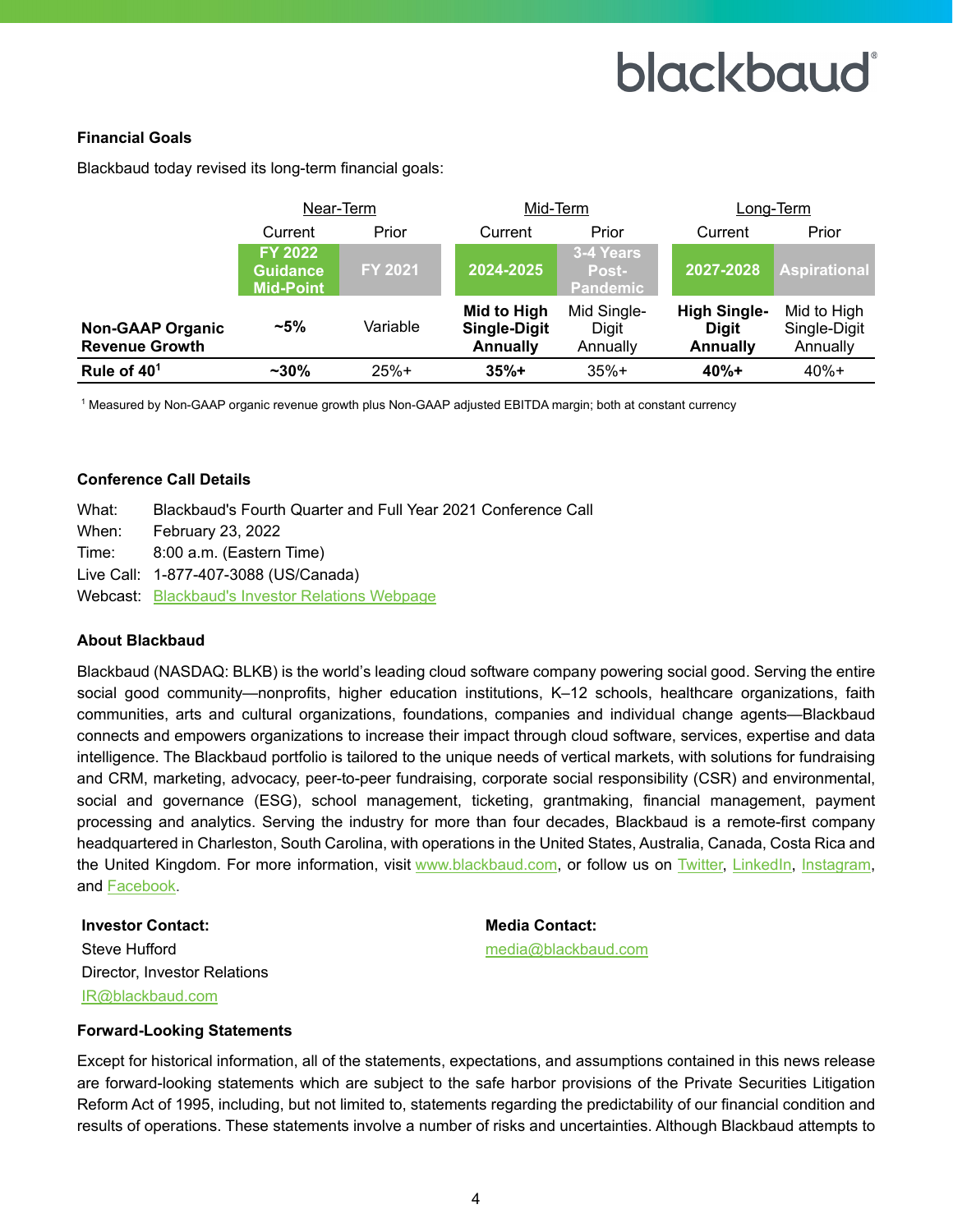### Financial Goals

Blackbaud today revised its long-term financial goals:

| | Near-Term | | Mid-Term | | Long-Term | |
|---|---|---|---|---|---|---|
| | Current | Prior | Current | Prior | Current | Prior |
| | FY 2022 Guidance Mid-Point | FY 2021 | 2024-2025 | 3-4 Years Post-Pandemic | 2027-2028 | Aspirational |
| **Non-GAAP Organic Revenue Growth** | **~5%** | Variable | **Mid to High Single-Digit Annually** | Mid Single-Digit Annually | **High Single-Digit Annually** | Mid to High Single-Digit Annually |
| **Rule of 40[1]** | **~30%** | 25%+ | **35%+** | 35%+ | **40%+** | 40%+ |

[1] Measured by Non-GAAP organic revenue growth plus Non-GAAP adjusted EBITDA margin; both at constant currency

### Conference Call Details

What: Blackbaud's Fourth Quarter and Full Year 2021 Conference Call
When: February 23, 2022
Time: 8:00 a.m. (Eastern Time)
Live Call: 1-877-407-3088 (US/Canada)
Webcast: Blackbaud's Investor Relations Webpage

### About Blackbaud

Blackbaud (NASDAQ: BLKB) is the world's leading cloud software company powering social good. Serving the entire social good community—nonprofits, higher education institutions, K–12 schools, healthcare organizations, faith communities, arts and cultural organizations, foundations, companies and individual change agents—Blackbaud connects and empowers organizations to increase their impact through cloud software, services, expertise and data intelligence. The Blackbaud portfolio is tailored to the unique needs of vertical markets, with solutions for fundraising and CRM, marketing, advocacy, peer-to-peer fundraising, corporate social responsibility (CSR) and environmental, social and governance (ESG), school management, ticketing, grantmaking, financial management, payment processing and analytics. Serving the industry for more than four decades, Blackbaud is a remote-first company headquartered in Charleston, South Carolina, with operations in the United States, Australia, Canada, Costa Rica and the United Kingdom. For more information, visit www.blackbaud.com, or follow us on Twitter, LinkedIn, Instagram, and Facebook.

**Investor Contact:**
Steve Hufford
Director, Investor Relations
IR@blackbaud.com

**Media Contact:**
media@blackbaud.com

### Forward-Looking Statements

Except for historical information, all of the statements, expectations, and assumptions contained in this news release are forward-looking statements which are subject to the safe harbor provisions of the Private Securities Litigation Reform Act of 1995, including, but not limited to, statements regarding the predictability of our financial condition and results of operations. These statements involve a number of risks and uncertainties. Although Blackbaud attempts to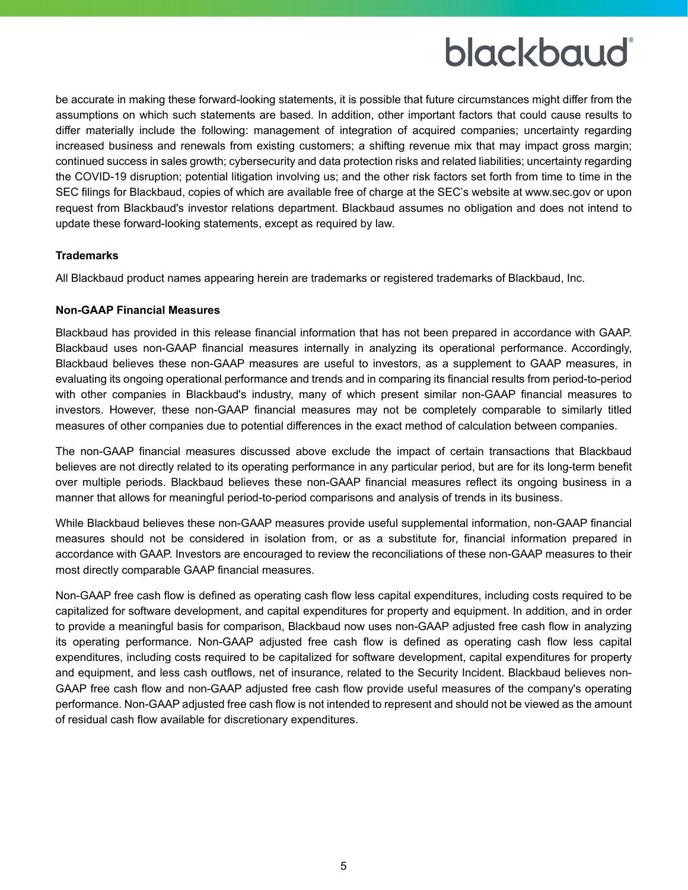be accurate in making these forward-looking statements, it is possible that future circumstances might differ from the assumptions on which such statements are based. In addition, other important factors that could cause results to differ materially include the following: management of integration of acquired companies; uncertainty regarding increased business and renewals from existing customers; a shifting revenue mix that may impact gross margin; continued success in sales growth; cybersecurity and data protection risks and related liabilities; uncertainty regarding the COVID-19 disruption; potential litigation involving us; and the other risk factors set forth from time to time in the SEC filings for Blackbaud, copies of which are available free of charge at the SEC's website at www.sec.gov or upon request from Blackbaud's investor relations department. Blackbaud assumes no obligation and does not intend to update these forward-looking statements, except as required by law.

**Trademarks**

All Blackbaud product names appearing herein are trademarks or registered trademarks of Blackbaud, Inc.

**Non-GAAP Financial Measures**

Blackbaud has provided in this release financial information that has not been prepared in accordance with GAAP. Blackbaud uses non-GAAP financial measures internally in analyzing its operational performance. Accordingly, Blackbaud believes these non-GAAP measures are useful to investors, as a supplement to GAAP measures, in evaluating its ongoing operational performance and trends and in comparing its financial results from period-to-period with other companies in Blackbaud's industry, many of which present similar non-GAAP financial measures to investors. However, these non-GAAP financial measures may not be completely comparable to similarly titled measures of other companies due to potential differences in the exact method of calculation between companies.

The non-GAAP financial measures discussed above exclude the impact of certain transactions that Blackbaud believes are not directly related to its operating performance in any particular period, but are for its long-term benefit over multiple periods. Blackbaud believes these non-GAAP financial measures reflect its ongoing business in a manner that allows for meaningful period-to-period comparisons and analysis of trends in its business.

While Blackbaud believes these non-GAAP measures provide useful supplemental information, non-GAAP financial measures should not be considered in isolation from, or as a substitute for, financial information prepared in accordance with GAAP. Investors are encouraged to review the reconciliations of these non-GAAP measures to their most directly comparable GAAP financial measures.

Non-GAAP free cash flow is defined as operating cash flow less capital expenditures, including costs required to be capitalized for software development, and capital expenditures for property and equipment. In addition, and in order to provide a meaningful basis for comparison, Blackbaud now uses non-GAAP adjusted free cash flow in analyzing its operating performance. Non-GAAP adjusted free cash flow is defined as operating cash flow less capital expenditures, including costs required to be capitalized for software development, capital expenditures for property and equipment, and less cash outflows, net of insurance, related to the Security Incident. Blackbaud believes non-GAAP free cash flow and non-GAAP adjusted free cash flow provide useful measures of the company's operating performance. Non-GAAP adjusted free cash flow is not intended to represent and should not be viewed as the amount of residual cash flow available for discretionary expenditures.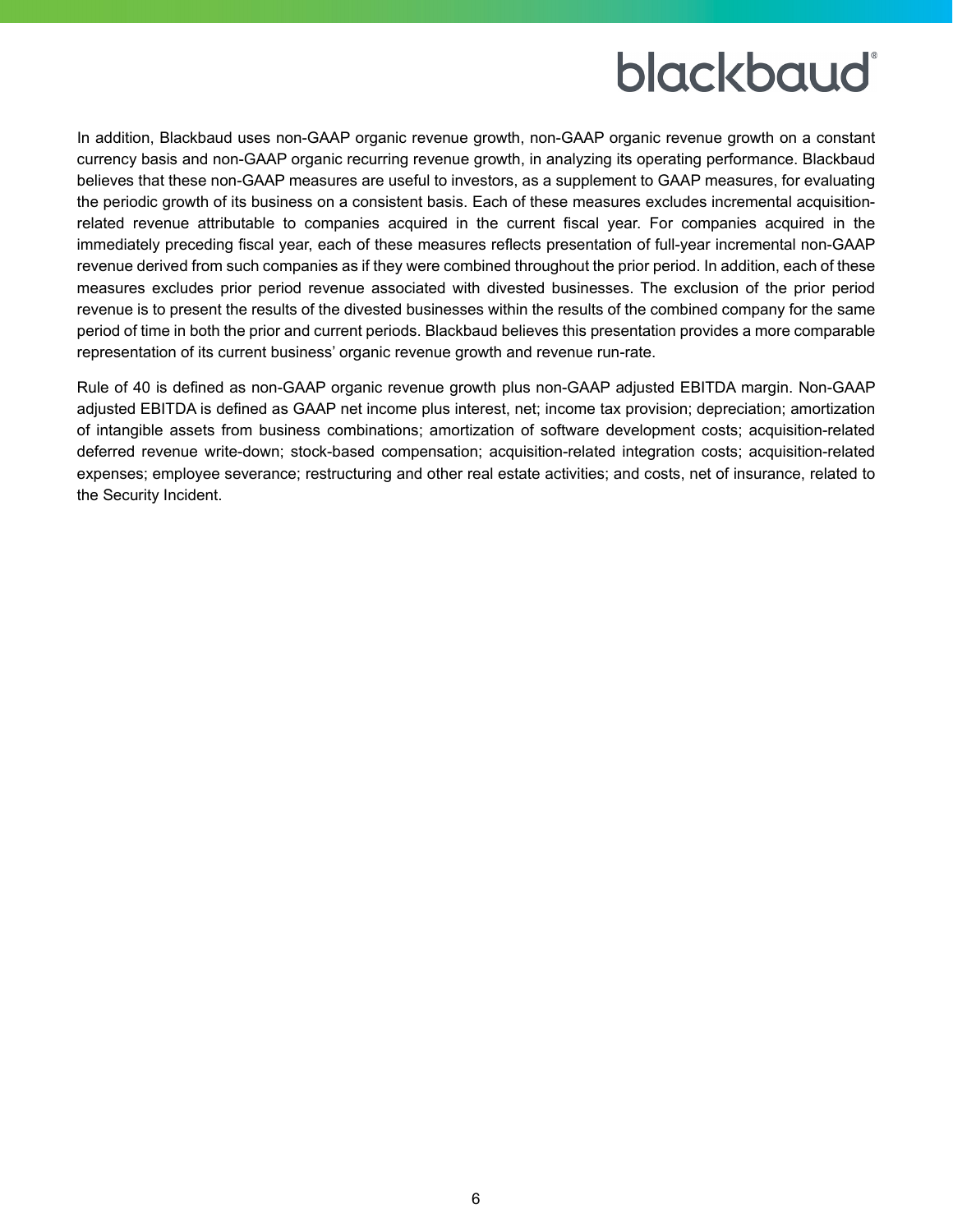In addition, Blackbaud uses non-GAAP organic revenue growth, non-GAAP organic revenue growth on a constant currency basis and non-GAAP organic recurring revenue growth, in analyzing its operating performance. Blackbaud believes that these non-GAAP measures are useful to investors, as a supplement to GAAP measures, for evaluating the periodic growth of its business on a consistent basis. Each of these measures excludes incremental acquisition-related revenue attributable to companies acquired in the current fiscal year. For companies acquired in the immediately preceding fiscal year, each of these measures reflects presentation of full-year incremental non-GAAP revenue derived from such companies as if they were combined throughout the prior period. In addition, each of these measures excludes prior period revenue associated with divested businesses. The exclusion of the prior period revenue is to present the results of the divested businesses within the results of the combined company for the same period of time in both the prior and current periods. Blackbaud believes this presentation provides a more comparable representation of its current business' organic revenue growth and revenue run-rate.

Rule of 40 is defined as non-GAAP organic revenue growth plus non-GAAP adjusted EBITDA margin. Non-GAAP adjusted EBITDA is defined as GAAP net income plus interest, net; income tax provision; depreciation; amortization of intangible assets from business combinations; amortization of software development costs; acquisition-related deferred revenue write-down; stock-based compensation; acquisition-related integration costs; acquisition-related expenses; employee severance; restructuring and other real estate activities; and costs, net of insurance, related to the Security Incident.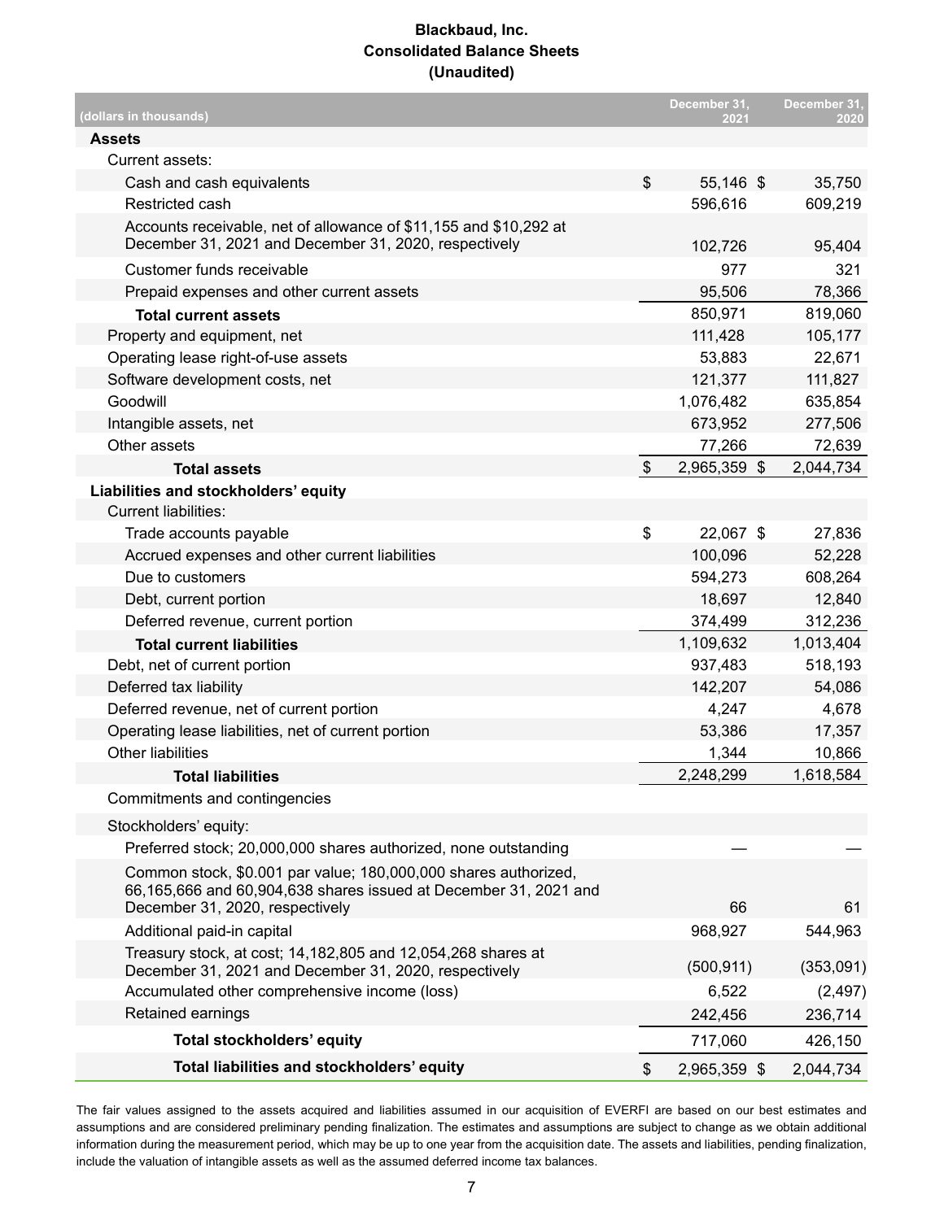# Blackbaud, Inc.
## Consolidated Balance Sheets
### (Unaudited)

| (dollars in thousands) | December 31, 2021 | December 31, 2020 |
|---|---|---|
| **Assets** | | |
| Current assets: | | |
| Cash and cash equivalents | $ 55,146 | $ 35,750 |
| Restricted cash | 596,616 | 609,219 |
| Accounts receivable, net of allowance of $11,155 and $10,292 at December 31, 2021 and December 31, 2020, respectively | 102,726 | 95,404 |
| Customer funds receivable | 977 | 321 |
| Prepaid expenses and other current assets | 95,506 | 78,366 |
| **Total current assets** | 850,971 | 819,060 |
| Property and equipment, net | 111,428 | 105,177 |
| Operating lease right-of-use assets | 53,883 | 22,671 |
| Software development costs, net | 121,377 | 111,827 |
| Goodwill | 1,076,482 | 635,854 |
| Intangible assets, net | 673,952 | 277,506 |
| Other assets | 77,266 | 72,639 |
| **Total assets** | $ 2,965,359 | $ 2,044,734 |
| **Liabilities and stockholders' equity** | | |
| Current liabilities: | | |
| Trade accounts payable | $ 22,067 | $ 27,836 |
| Accrued expenses and other current liabilities | 100,096 | 52,228 |
| Due to customers | 594,273 | 608,264 |
| Debt, current portion | 18,697 | 12,840 |
| Deferred revenue, current portion | 374,499 | 312,236 |
| **Total current liabilities** | 1,109,632 | 1,013,404 |
| Debt, net of current portion | 937,483 | 518,193 |
| Deferred tax liability | 142,207 | 54,086 |
| Deferred revenue, net of current portion | 4,247 | 4,678 |
| Operating lease liabilities, net of current portion | 53,386 | 17,357 |
| Other liabilities | 1,344 | 10,866 |
| **Total liabilities** | 2,248,299 | 1,618,584 |
| Commitments and contingencies | | |
| Stockholders' equity: | | |
| Preferred stock; 20,000,000 shares authorized, none outstanding | — | — |
| Common stock, $0.001 par value; 180,000,000 shares authorized, 66,165,666 and 60,904,638 shares issued at December 31, 2021 and December 31, 2020, respectively | 66 | 61 |
| Additional paid-in capital | 968,927 | 544,963 |
| Treasury stock, at cost; 14,182,805 and 12,054,268 shares at December 31, 2021 and December 31, 2020, respectively | (500,911) | (353,091) |
| Accumulated other comprehensive income (loss) | 6,522 | (2,497) |
| Retained earnings | 242,456 | 236,714 |
| **Total stockholders' equity** | 717,060 | 426,150 |
| **Total liabilities and stockholders' equity** | $ 2,965,359 | $ 2,044,734 |

The fair values assigned to the assets acquired and liabilities assumed in our acquisition of EVERFI are based on our best estimates and assumptions and are considered preliminary pending finalization. The estimates and assumptions are subject to change as we obtain additional information during the measurement period, which may be up to one year from the acquisition date. The assets and liabilities, pending finalization, include the valuation of intangible assets as well as the assumed deferred income tax balances.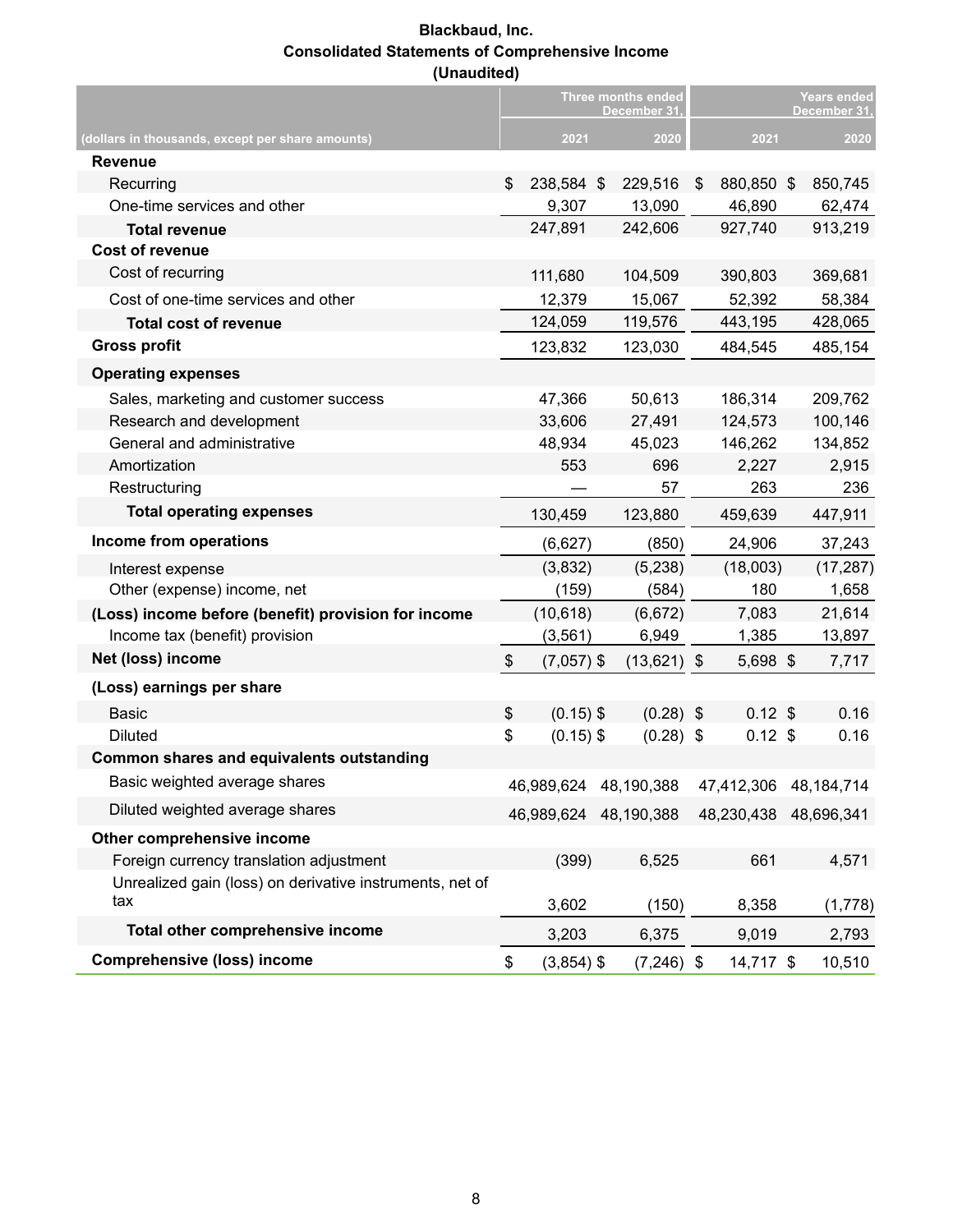**Blackbaud, Inc.**
**Consolidated Statements of Comprehensive Income**
**(Unaudited)**

| (dollars in thousands, except per share amounts) | Three months ended December 31, 2021 | Three months ended December 31, 2020 | Years ended December 31, 2021 | Years ended December 31, 2020 |
|---|---|---|---|---|
| **Revenue** | | | | |
| Recurring | $ 238,584 | $ 229,516 | $ 880,850 | $ 850,745 |
| One-time services and other | 9,307 | 13,090 | 46,890 | 62,474 |
| **Total revenue** | 247,891 | 242,606 | 927,740 | 913,219 |
| **Cost of revenue** | | | | |
| Cost of recurring | 111,680 | 104,509 | 390,803 | 369,681 |
| Cost of one-time services and other | 12,379 | 15,067 | 52,392 | 58,384 |
| **Total cost of revenue** | 124,059 | 119,576 | 443,195 | 428,065 |
| **Gross profit** | 123,832 | 123,030 | 484,545 | 485,154 |
| **Operating expenses** | | | | |
| Sales, marketing and customer success | 47,366 | 50,613 | 186,314 | 209,762 |
| Research and development | 33,606 | 27,491 | 124,573 | 100,146 |
| General and administrative | 48,934 | 45,023 | 146,262 | 134,852 |
| Amortization | 553 | 696 | 2,227 | 2,915 |
| Restructuring | — | 57 | 263 | 236 |
| **Total operating expenses** | 130,459 | 123,880 | 459,639 | 447,911 |
| **Income from operations** | (6,627) | (850) | 24,906 | 37,243 |
| Interest expense | (3,832) | (5,238) | (18,003) | (17,287) |
| Other (expense) income, net | (159) | (584) | 180 | 1,658 |
| **(Loss) income before (benefit) provision for income** | (10,618) | (6,672) | 7,083 | 21,614 |
| Income tax (benefit) provision | (3,561) | 6,949 | 1,385 | 13,897 |
| **Net (loss) income** | $ (7,057) | $ (13,621) | $ 5,698 | $ 7,717 |
| **(Loss) earnings per share** | | | | |
| Basic | $ (0.15) | $ (0.28) | $ 0.12 | $ 0.16 |
| Diluted | $ (0.15) | $ (0.28) | $ 0.12 | $ 0.16 |
| **Common shares and equivalents outstanding** | | | | |
| Basic weighted average shares | 46,989,624 | 48,190,388 | 47,412,306 | 48,184,714 |
| Diluted weighted average shares | 46,989,624 | 48,190,388 | 48,230,438 | 48,696,341 |
| **Other comprehensive income** | | | | |
| Foreign currency translation adjustment | (399) | 6,525 | 661 | 4,571 |
| Unrealized gain (loss) on derivative instruments, net of tax | 3,602 | (150) | 8,358 | (1,778) |
| **Total other comprehensive income** | 3,203 | 6,375 | 9,019 | 2,793 |
| **Comprehensive (loss) income** | $ (3,854) | $ (7,246) | $ 14,717 | $ 10,510 |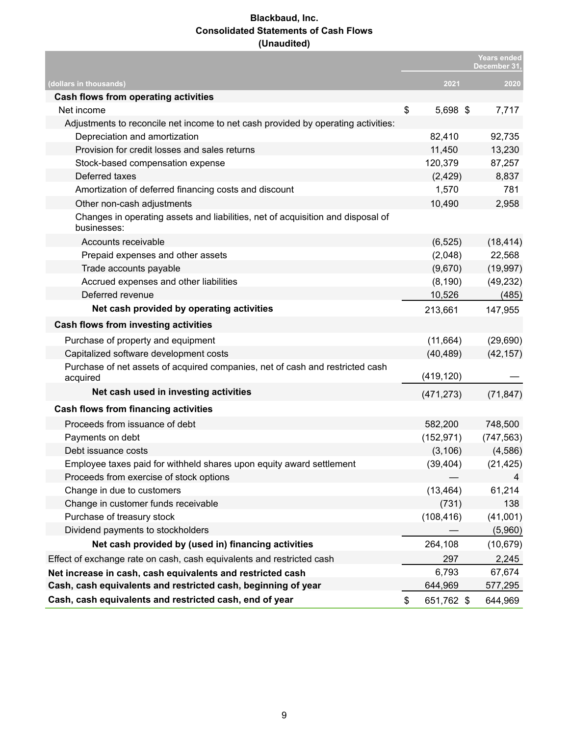**Blackbaud, Inc.**
**Consolidated Statements of Cash Flows**
**(Unaudited)**

| (dollars in thousands) | Years ended December 31, 2021 | 2020 |
|---|---|---|
| **Cash flows from operating activities** | | |
| Net income | $ 5,698 | $ 7,717 |
| Adjustments to reconcile net income to net cash provided by operating activities: | | |
| Depreciation and amortization | 82,410 | 92,735 |
| Provision for credit losses and sales returns | 11,450 | 13,230 |
| Stock-based compensation expense | 120,379 | 87,257 |
| Deferred taxes | (2,429) | 8,837 |
| Amortization of deferred financing costs and discount | 1,570 | 781 |
| Other non-cash adjustments | 10,490 | 2,958 |
| Changes in operating assets and liabilities, net of acquisition and disposal of businesses: | | |
| Accounts receivable | (6,525) | (18,414) |
| Prepaid expenses and other assets | (2,048) | 22,568 |
| Trade accounts payable | (9,670) | (19,997) |
| Accrued expenses and other liabilities | (8,190) | (49,232) |
| Deferred revenue | 10,526 | (485) |
| **Net cash provided by operating activities** | 213,661 | 147,955 |
| **Cash flows from investing activities** | | |
| Purchase of property and equipment | (11,664) | (29,690) |
| Capitalized software development costs | (40,489) | (42,157) |
| Purchase of net assets of acquired companies, net of cash and restricted cash acquired | (419,120) | — |
| **Net cash used in investing activities** | (471,273) | (71,847) |
| **Cash flows from financing activities** | | |
| Proceeds from issuance of debt | 582,200 | 748,500 |
| Payments on debt | (152,971) | (747,563) |
| Debt issuance costs | (3,106) | (4,586) |
| Employee taxes paid for withheld shares upon equity award settlement | (39,404) | (21,425) |
| Proceeds from exercise of stock options | — | 4 |
| Change in due to customers | (13,464) | 61,214 |
| Change in customer funds receivable | (731) | 138 |
| Purchase of treasury stock | (108,416) | (41,001) |
| Dividend payments to stockholders | — | (5,960) |
| **Net cash provided by (used in) financing activities** | 264,108 | (10,679) |
| Effect of exchange rate on cash, cash equivalents and restricted cash | 297 | 2,245 |
| **Net increase in cash, cash equivalents and restricted cash** | 6,793 | 67,674 |
| **Cash, cash equivalents and restricted cash, beginning of year** | 644,969 | 577,295 |
| **Cash, cash equivalents and restricted cash, end of year** | $ 651,762 | $ 644,969 |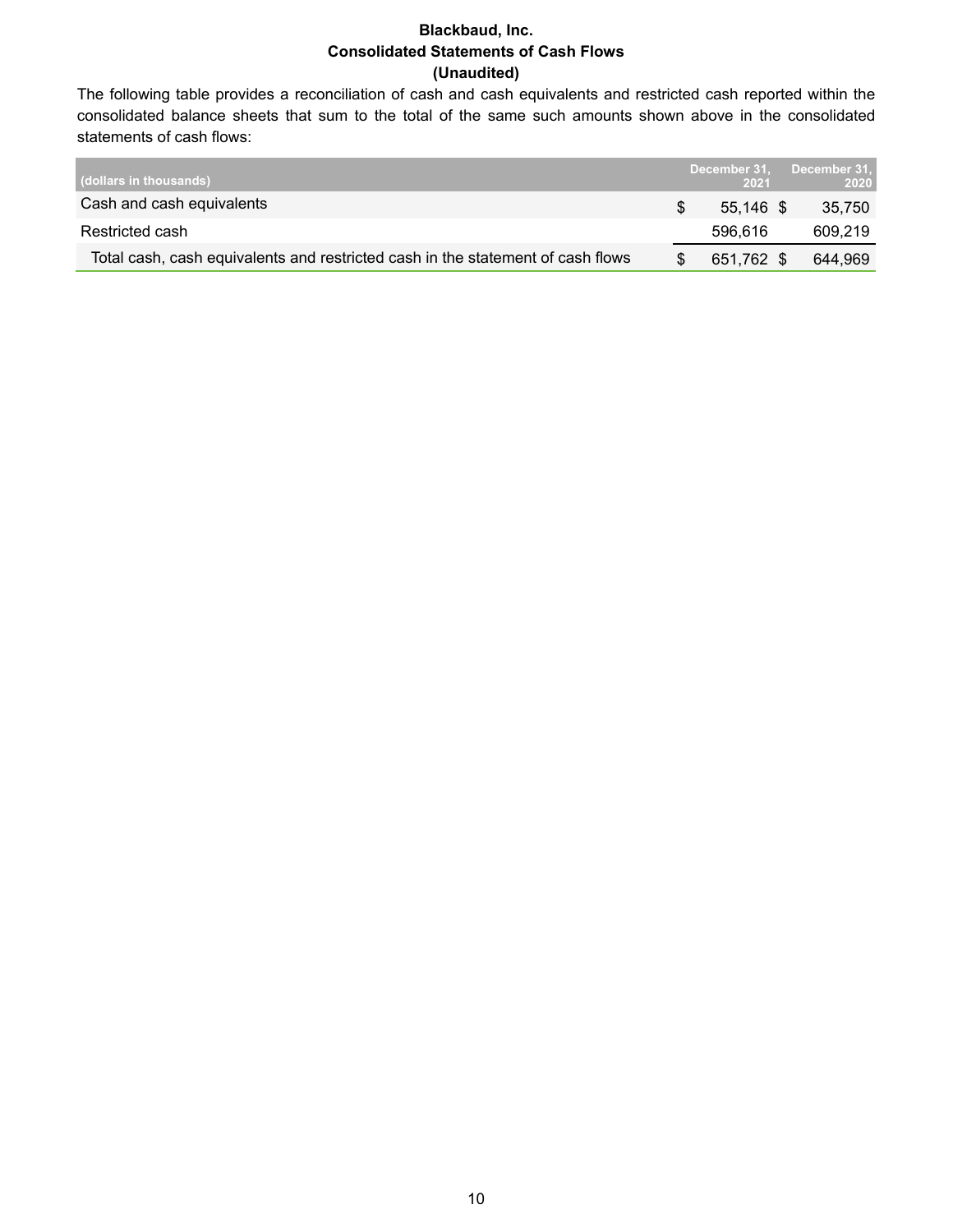**Blackbaud, Inc.**
**Consolidated Statements of Cash Flows**
**(Unaudited)**

The following table provides a reconciliation of cash and cash equivalents and restricted cash reported within the consolidated balance sheets that sum to the total of the same such amounts shown above in the consolidated statements of cash flows:

| (dollars in thousands) | December 31, 2021 | December 31, 2020 |
|---|---|---|
| Cash and cash equivalents | $ 55,146 | $ 35,750 |
| Restricted cash | 596,616 | 609,219 |
| Total cash, cash equivalents and restricted cash in the statement of cash flows | $ 651,762 | $ 644,969 |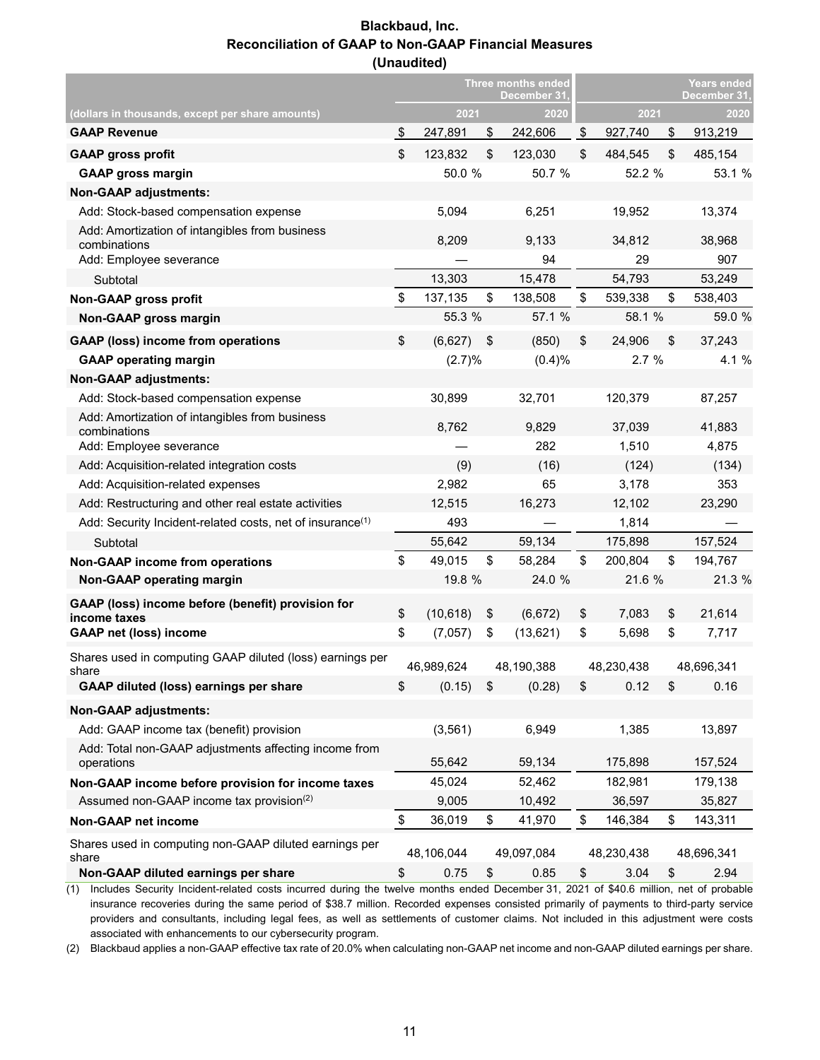# Blackbaud, Inc.
## Reconciliation of GAAP to Non-GAAP Financial Measures
### (Unaudited)

| (dollars in thousands, except per share amounts) | Three months ended December 31, 2021 | Three months ended December 31, 2020 | Years ended December 31, 2021 | Years ended December 31, 2020 |
|---|---|---|---|---|
| **GAAP Revenue** | $ 247,891 | $ 242,606 | $ 927,740 | $ 913,219 |
| **GAAP gross profit** | $ 123,832 | $ 123,030 | $ 484,545 | $ 485,154 |
| **GAAP gross margin** | 50.0 % | 50.7 % | 52.2 % | 53.1 % |
| **Non-GAAP adjustments:** | | | | |
| Add: Stock-based compensation expense | 5,094 | 6,251 | 19,952 | 13,374 |
| Add: Amortization of intangibles from business combinations | 8,209 | 9,133 | 34,812 | 38,968 |
| Add: Employee severance | — | 94 | 29 | 907 |
| Subtotal | 13,303 | 15,478 | 54,793 | 53,249 |
| **Non-GAAP gross profit** | $ 137,135 | $ 138,508 | $ 539,338 | $ 538,403 |
| **Non-GAAP gross margin** | 55.3 % | 57.1 % | 58.1 % | 59.0 % |
| **GAAP (loss) income from operations** | $ (6,627) | $ (850) | $ 24,906 | $ 37,243 |
| **GAAP operating margin** | (2.7)% | (0.4)% | 2.7 % | 4.1 % |
| **Non-GAAP adjustments:** | | | | |
| Add: Stock-based compensation expense | 30,899 | 32,701 | 120,379 | 87,257 |
| Add: Amortization of intangibles from business combinations | 8,762 | 9,829 | 37,039 | 41,883 |
| Add: Employee severance | — | 282 | 1,510 | 4,875 |
| Add: Acquisition-related integration costs | (9) | (16) | (124) | (134) |
| Add: Acquisition-related expenses | 2,982 | 65 | 3,178 | 353 |
| Add: Restructuring and other real estate activities | 12,515 | 16,273 | 12,102 | 23,290 |
| Add: Security Incident-related costs, net of insurance(1) | 493 | — | 1,814 | — |
| Subtotal | 55,642 | 59,134 | 175,898 | 157,524 |
| **Non-GAAP income from operations** | $ 49,015 | $ 58,284 | $ 200,804 | $ 194,767 |
| **Non-GAAP operating margin** | 19.8 % | 24.0 % | 21.6 % | 21.3 % |
| **GAAP (loss) income before (benefit) provision for income taxes** | $ (10,618) | $ (6,672) | $ 7,083 | $ 21,614 |
| **GAAP net (loss) income** | $ (7,057) | $ (13,621) | $ 5,698 | $ 7,717 |
| Shares used in computing GAAP diluted (loss) earnings per share | 46,989,624 | 48,190,388 | 48,230,438 | 48,696,341 |
| **GAAP diluted (loss) earnings per share** | $ (0.15) | $ (0.28) | $ 0.12 | $ 0.16 |
| **Non-GAAP adjustments:** | | | | |
| Add: GAAP income tax (benefit) provision | (3,561) | 6,949 | 1,385 | 13,897 |
| Add: Total non-GAAP adjustments affecting income from operations | 55,642 | 59,134 | 175,898 | 157,524 |
| **Non-GAAP income before provision for income taxes** | 45,024 | 52,462 | 182,981 | 179,138 |
| Assumed non-GAAP income tax provision(2) | 9,005 | 10,492 | 36,597 | 35,827 |
| **Non-GAAP net income** | $ 36,019 | $ 41,970 | $ 146,384 | $ 143,311 |
| Shares used in computing non-GAAP diluted earnings per share | 48,106,044 | 49,097,084 | 48,230,438 | 48,696,341 |
| **Non-GAAP diluted earnings per share** | $ 0.75 | $ 0.85 | $ 3.04 | $ 2.94 |

(1) Includes Security Incident-related costs incurred during the twelve months ended December 31, 2021 of $40.6 million, net of probable insurance recoveries during the same period of $38.7 million. Recorded expenses consisted primarily of payments to third-party service providers and consultants, including legal fees, as well as settlements of customer claims. Not included in this adjustment were costs associated with enhancements to our cybersecurity program.

(2) Blackbaud applies a non-GAAP effective tax rate of 20.0% when calculating non-GAAP net income and non-GAAP diluted earnings per share.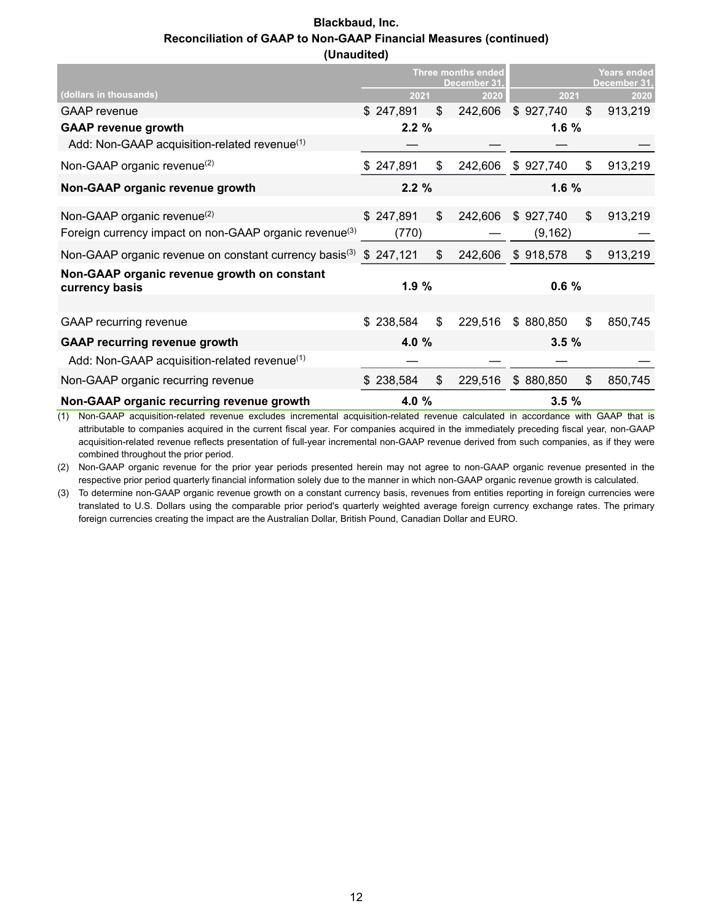**Blackbaud, Inc.**
**Reconciliation of GAAP to Non-GAAP Financial Measures (continued)**
**(Unaudited)**

| (dollars in thousands) | Three months ended December 31, 2021 | Three months ended December 31, 2020 | Years ended December 31, 2021 | Years ended December 31, 2020 |
|---|---|---|---|---|
| GAAP revenue | $ 247,891 | $ 242,606 | $ 927,740 | $ 913,219 |
| **GAAP revenue growth** | **2.2 %** | | **1.6 %** | |
| Add: Non-GAAP acquisition-related revenue[1] | — | — | — | — |
| Non-GAAP organic revenue[2] | $ 247,891 | $ 242,606 | $ 927,740 | $ 913,219 |
| **Non-GAAP organic revenue growth** | **2.2 %** | | **1.6 %** | |
| | | | | |
| Non-GAAP organic revenue[2] | $ 247,891 | $ 242,606 | $ 927,740 | $ 913,219 |
| Foreign currency impact on non-GAAP organic revenue[3] | (770) | — | (9,162) | — |
| Non-GAAP organic revenue on constant currency basis[3] | $ 247,121 | $ 242,606 | $ 918,578 | $ 913,219 |
| **Non-GAAP organic revenue growth on constant currency basis** | **1.9 %** | | **0.6 %** | |
| | | | | |
| GAAP recurring revenue | $ 238,584 | $ 229,516 | $ 880,850 | $ 850,745 |
| **GAAP recurring revenue growth** | **4.0 %** | | **3.5 %** | |
| Add: Non-GAAP acquisition-related revenue[1] | — | — | — | — |
| Non-GAAP organic recurring revenue | $ 238,584 | $ 229,516 | $ 880,850 | $ 850,745 |
| **Non-GAAP organic recurring revenue growth** | **4.0 %** | | **3.5 %** | |

(1) Non-GAAP acquisition-related revenue excludes incremental acquisition-related revenue calculated in accordance with GAAP that is attributable to companies acquired in the current fiscal year. For companies acquired in the immediately preceding fiscal year, non-GAAP acquisition-related revenue reflects presentation of full-year incremental non-GAAP revenue derived from such companies, as if they were combined throughout the prior period.

(2) Non-GAAP organic revenue for the prior year periods presented herein may not agree to non-GAAP organic revenue presented in the respective prior period quarterly financial information solely due to the manner in which non-GAAP organic revenue growth is calculated.

(3) To determine non-GAAP organic revenue growth on a constant currency basis, revenues from entities reporting in foreign currencies were translated to U.S. Dollars using the comparable prior period's quarterly weighted average foreign currency exchange rates. The primary foreign currencies creating the impact are the Australian Dollar, British Pound, Canadian Dollar and EURO.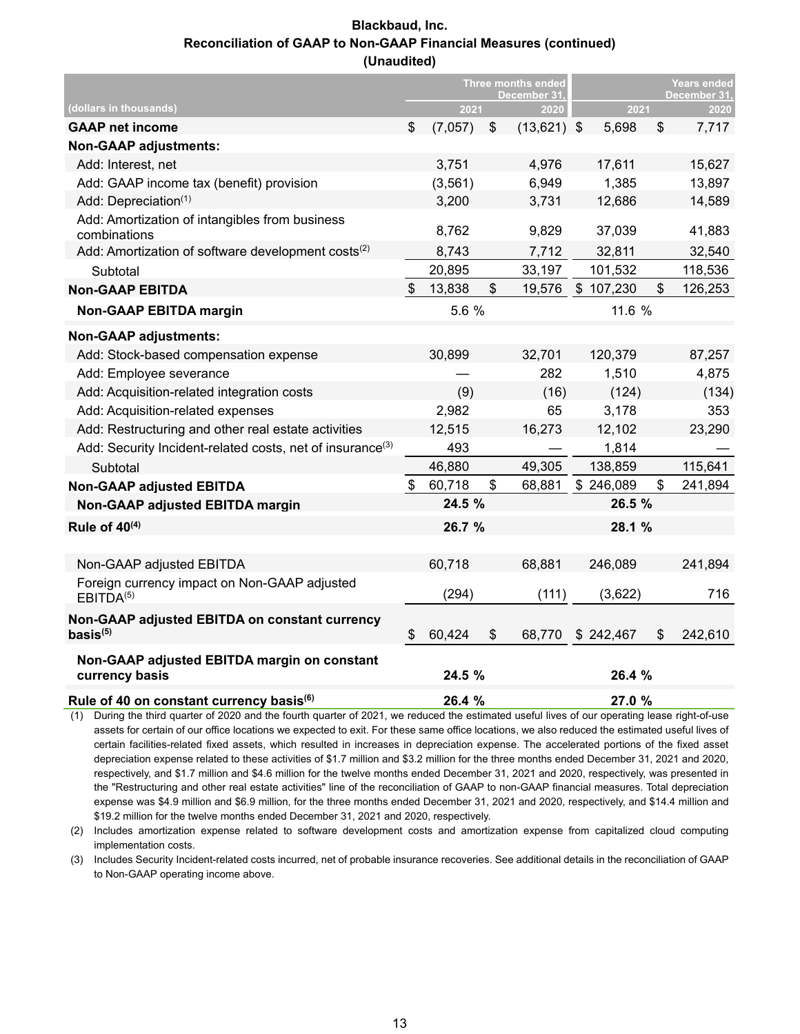**Blackbaud, Inc.**
**Reconciliation of GAAP to Non-GAAP Financial Measures (continued)**
**(Unaudited)**

| (dollars in thousands) | Three months ended December 31, 2021 | Three months ended December 31, 2020 | Years ended December 31, 2021 | Years ended December 31, 2020 |
|---|---|---|---|---|
| **GAAP net income** | $ (7,057) | $ (13,621) | $ 5,698 | $ 7,717 |
| **Non-GAAP adjustments:** | | | | |
| Add: Interest, net | 3,751 | 4,976 | 17,611 | 15,627 |
| Add: GAAP income tax (benefit) provision | (3,561) | 6,949 | 1,385 | 13,897 |
| Add: Depreciation[1] | 3,200 | 3,731 | 12,686 | 14,589 |
| Add: Amortization of intangibles from business combinations | 8,762 | 9,829 | 37,039 | 41,883 |
| Add: Amortization of software development costs[2] | 8,743 | 7,712 | 32,811 | 32,540 |
| Subtotal | 20,895 | 33,197 | 101,532 | 118,536 |
| **Non-GAAP EBITDA** | $ 13,838 | $ 19,576 | $ 107,230 | $ 126,253 |
| **Non-GAAP EBITDA margin** | 5.6 % | | 11.6 % | |
| **Non-GAAP adjustments:** | | | | |
| Add: Stock-based compensation expense | 30,899 | 32,701 | 120,379 | 87,257 |
| Add: Employee severance | — | 282 | 1,510 | 4,875 |
| Add: Acquisition-related integration costs | (9) | (16) | (124) | (134) |
| Add: Acquisition-related expenses | 2,982 | 65 | 3,178 | 353 |
| Add: Restructuring and other real estate activities | 12,515 | 16,273 | 12,102 | 23,290 |
| Add: Security Incident-related costs, net of insurance[3] | 493 | — | 1,814 | — |
| Subtotal | 46,880 | 49,305 | 138,859 | 115,641 |
| **Non-GAAP adjusted EBITDA** | $ 60,718 | $ 68,881 | $ 246,089 | $ 241,894 |
| **Non-GAAP adjusted EBITDA margin** | **24.5 %** | | **26.5 %** | |
| **Rule of 40[4]** | **26.7 %** | | **28.1 %** | |
| | | | | |
| Non-GAAP adjusted EBITDA | 60,718 | 68,881 | 246,089 | 241,894 |
| Foreign currency impact on Non-GAAP adjusted EBITDA[5] | (294) | (111) | (3,622) | 716 |
| **Non-GAAP adjusted EBITDA on constant currency basis[5]** | $ 60,424 | $ 68,770 | $ 242,467 | $ 242,610 |
| **Non-GAAP adjusted EBITDA margin on constant currency basis** | **24.5 %** | | **26.4 %** | |
| **Rule of 40 on constant currency basis[6]** | **26.4 %** | | **27.0 %** | |

(1) During the third quarter of 2020 and the fourth quarter of 2021, we reduced the estimated useful lives of our operating lease right-of-use assets for certain of our office locations we expected to exit. For these same office locations, we also reduced the estimated useful lives of certain facilities-related fixed assets, which resulted in increases in depreciation expense. The accelerated portions of the fixed asset depreciation expense related to these activities of $1.7 million and $3.2 million for the three months ended December 31, 2021 and 2020, respectively, and $1.7 million and $4.6 million for the twelve months ended December 31, 2021 and 2020, respectively, was presented in the "Restructuring and other real estate activities" line of the reconciliation of GAAP to non-GAAP financial measures. Total depreciation expense was $4.9 million and $6.9 million, for the three months ended December 31, 2021 and 2020, respectively, and $14.4 million and $19.2 million for the twelve months ended December 31, 2021 and 2020, respectively.

(2) Includes amortization expense related to software development costs and amortization expense from capitalized cloud computing implementation costs.

(3) Includes Security Incident-related costs incurred, net of probable insurance recoveries. See additional details in the reconciliation of GAAP to Non-GAAP operating income above.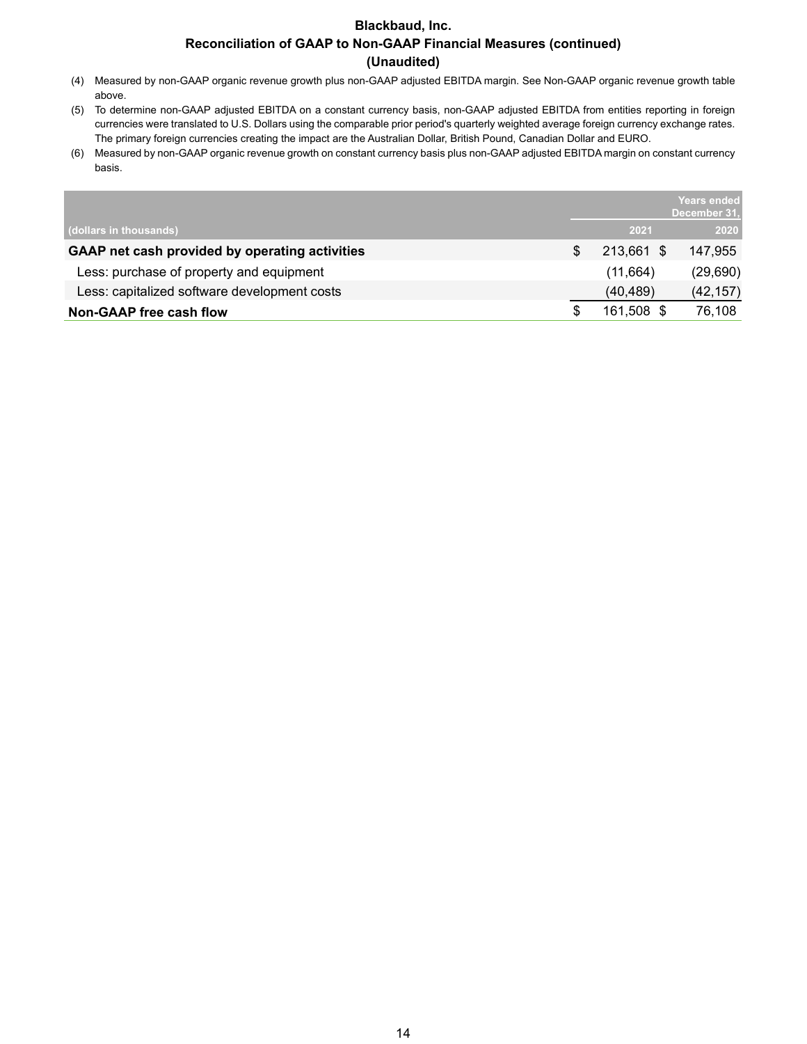**Blackbaud, Inc.**

**Reconciliation of GAAP to Non-GAAP Financial Measures (continued)**

**(Unaudited)**

(4) Measured by non-GAAP organic revenue growth plus non-GAAP adjusted EBITDA margin. See Non-GAAP organic revenue growth table above.

(5) To determine non-GAAP adjusted EBITDA on a constant currency basis, non-GAAP adjusted EBITDA from entities reporting in foreign currencies were translated to U.S. Dollars using the comparable prior period's quarterly weighted average foreign currency exchange rates. The primary foreign currencies creating the impact are the Australian Dollar, British Pound, Canadian Dollar and EURO.

(6) Measured by non-GAAP organic revenue growth on constant currency basis plus non-GAAP adjusted EBITDA margin on constant currency basis.

| | Years ended December 31, | |
|---|---|---|
| (dollars in thousands) | 2021 | 2020 |
| **GAAP net cash provided by operating activities** | $ 213,661 | $ 147,955 |
| Less: purchase of property and equipment | (11,664) | (29,690) |
| Less: capitalized software development costs | (40,489) | (42,157) |
| **Non-GAAP free cash flow** | $ 161,508 | $ 76,108 |